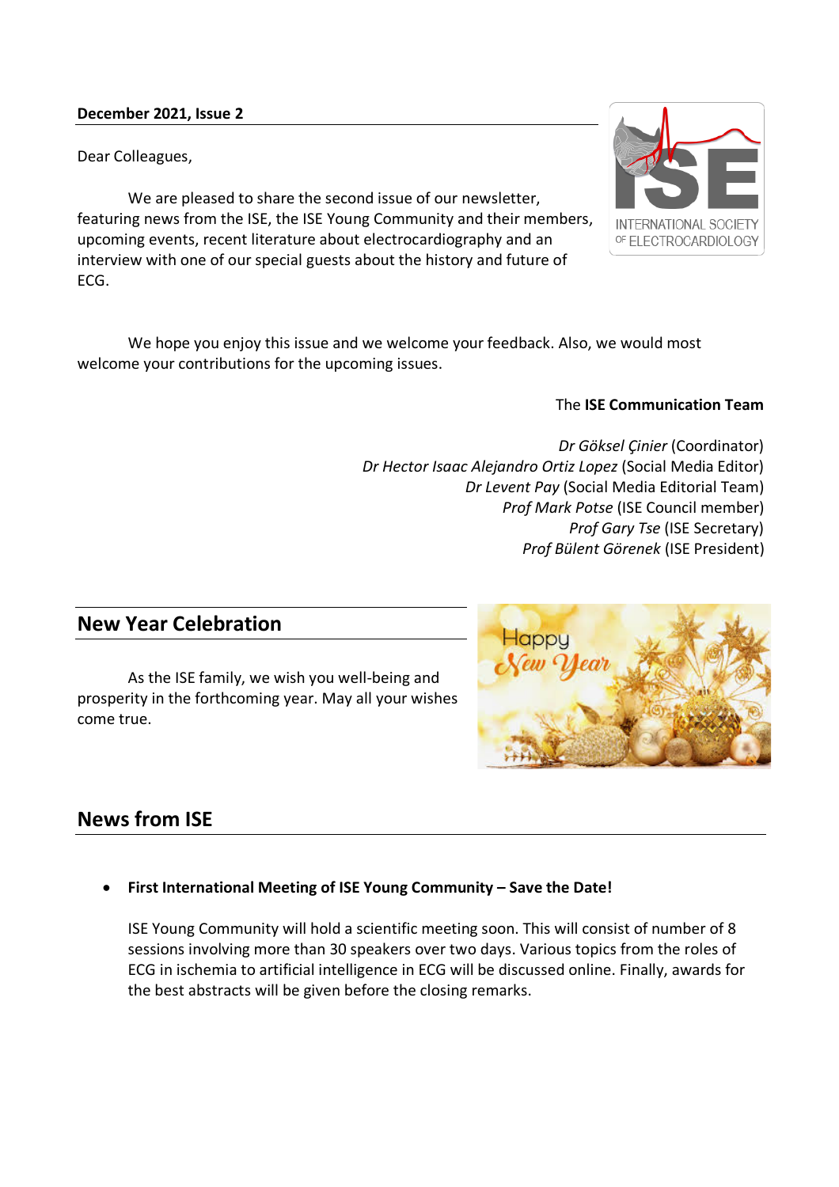**December 2021, Issue 2**

Dear Colleagues,

We are pleased to share the second issue of our newsletter, featuring news from the ISE, the ISE Young Community and their members, upcoming events, recent literature about electrocardiography and an interview with one of our special guests about the history and future of ECG.

We hope you enjoy this issue and we welcome your feedback. Also, we would most welcome your contributions for the upcoming issues.

The **ISE Communication Team**

*Dr Göksel Çinier* (Coordinator)
*Dr Hector Isaac Alejandro Ortiz Lopez* (Social Media Editor)
*Dr Levent Pay* (Social Media Editorial Team)
*Prof Mark Potse* (ISE Council member)
*Prof Gary Tse* (ISE Secretary)
*Prof Bülent Görenek* (ISE President)

## New Year Celebration

As the ISE family, we wish you well-being and prosperity in the forthcoming year. May all your wishes come true.

## News from ISE

- **First International Meeting of ISE Young Community – Save the Date!**

  ISE Young Community will hold a scientific meeting soon. This will consist of number of 8 sessions involving more than 30 speakers over two days. Various topics from the roles of ECG in ischemia to artificial intelligence in ECG will be discussed online. Finally, awards for the best abstracts will be given before the closing remarks.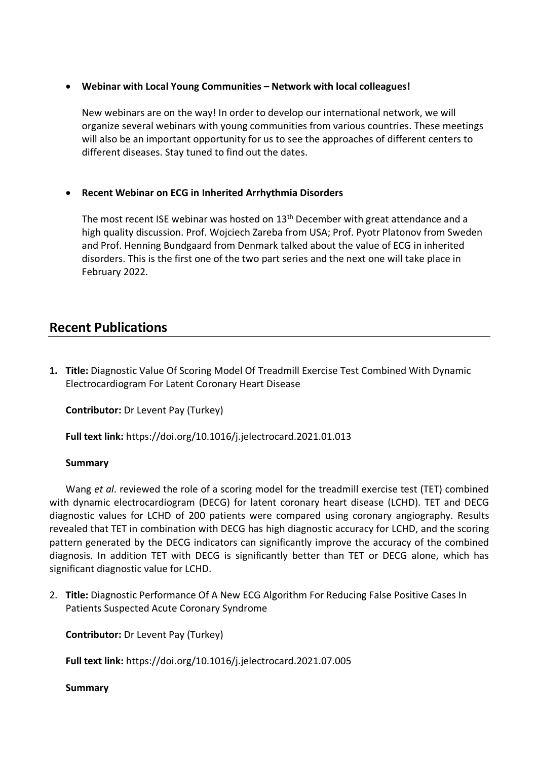- **Webinar with Local Young Communities – Network with local colleagues!**

  New webinars are on the way! In order to develop our international network, we will organize several webinars with young communities from various countries. These meetings will also be an important opportunity for us to see the approaches of different centers to different diseases. Stay tuned to find out the dates.

- **Recent Webinar on ECG in Inherited Arrhythmia Disorders**

  The most recent ISE webinar was hosted on 13th December with great attendance and a high quality discussion. Prof. Wojciech Zareba from USA; Prof. Pyotr Platonov from Sweden and Prof. Henning Bundgaard from Denmark talked about the value of ECG in inherited disorders. This is the first one of the two part series and the next one will take place in February 2022.

## Recent Publications

1. **Title:** Diagnostic Value Of Scoring Model Of Treadmill Exercise Test Combined With Dynamic Electrocardiogram For Latent Coronary Heart Disease

   **Contributor:** Dr Levent Pay (Turkey)

   **Full text link:** https://doi.org/10.1016/j.jelectrocard.2021.01.013

   **Summary**

   Wang *et al*. reviewed the role of a scoring model for the treadmill exercise test (TET) combined with dynamic electrocardiogram (DECG) for latent coronary heart disease (LCHD). TET and DECG diagnostic values for LCHD of 200 patients were compared using coronary angiography. Results revealed that TET in combination with DECG has high diagnostic accuracy for LCHD, and the scoring pattern generated by the DECG indicators can significantly improve the accuracy of the combined diagnosis. In addition TET with DECG is significantly better than TET or DECG alone, which has significant diagnostic value for LCHD.

2. **Title:** Diagnostic Performance Of A New ECG Algorithm For Reducing False Positive Cases In Patients Suspected Acute Coronary Syndrome

   **Contributor:** Dr Levent Pay (Turkey)

   **Full text link:** https://doi.org/10.1016/j.jelectrocard.2021.07.005

   **Summary**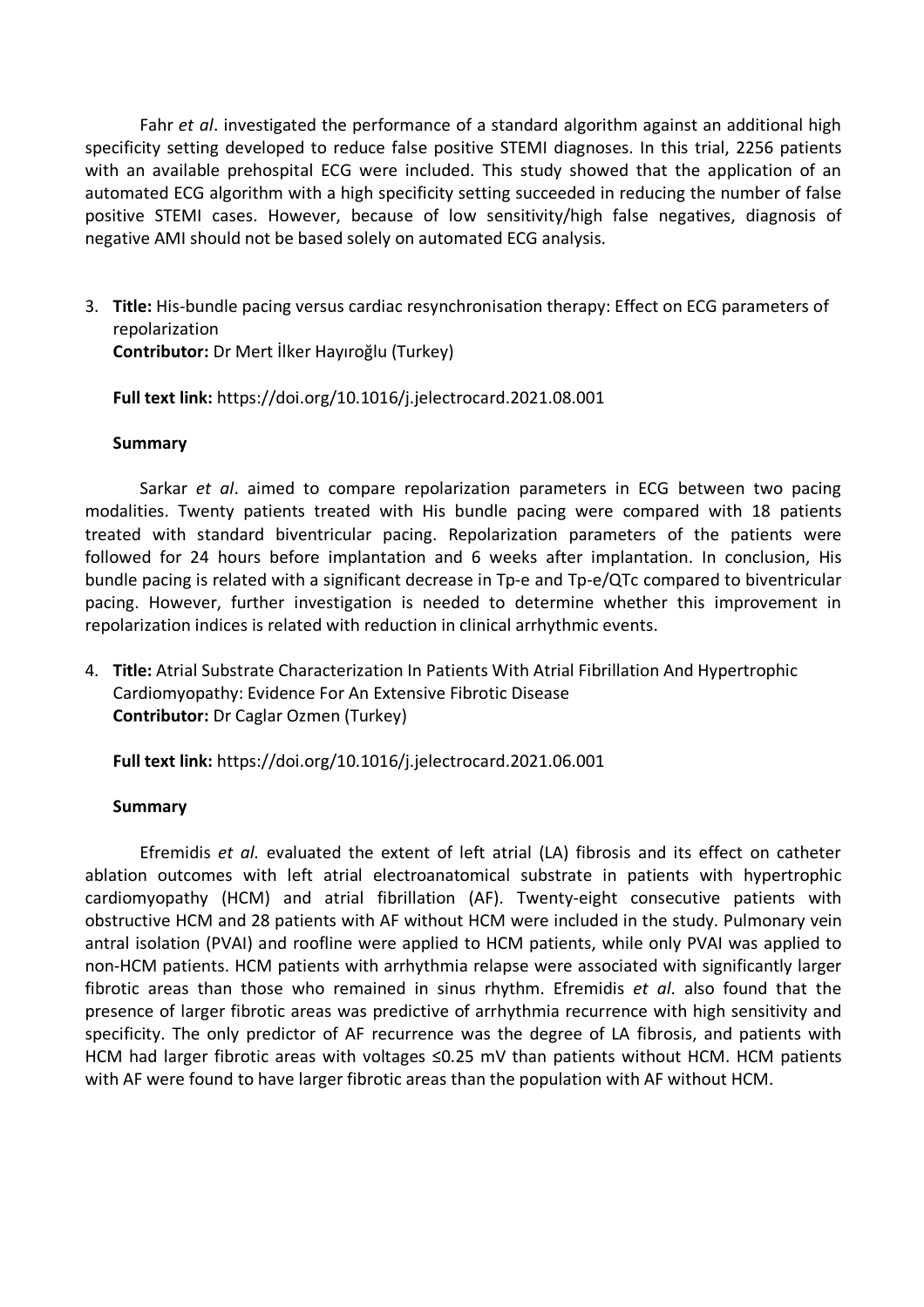Fahr *et al*. investigated the performance of a standard algorithm against an additional high specificity setting developed to reduce false positive STEMI diagnoses. In this trial, 2256 patients with an available prehospital ECG were included. This study showed that the application of an automated ECG algorithm with a high specificity setting succeeded in reducing the number of false positive STEMI cases. However, because of low sensitivity/high false negatives, diagnosis of negative AMI should not be based solely on automated ECG analysis.

3. **Title:** His-bundle pacing versus cardiac resynchronisation therapy: Effect on ECG parameters of repolarization
   **Contributor:** Dr Mert İlker Hayıroğlu (Turkey)

   **Full text link:** https://doi.org/10.1016/j.jelectrocard.2021.08.001

   **Summary**

   Sarkar *et al*. aimed to compare repolarization parameters in ECG between two pacing modalities. Twenty patients treated with His bundle pacing were compared with 18 patients treated with standard biventricular pacing. Repolarization parameters of the patients were followed for 24 hours before implantation and 6 weeks after implantation. In conclusion, His bundle pacing is related with a significant decrease in Tp-e and Tp-e/QTc compared to biventricular pacing. However, further investigation is needed to determine whether this improvement in repolarization indices is related with reduction in clinical arrhythmic events.

4. **Title:** Atrial Substrate Characterization In Patients With Atrial Fibrillation And Hypertrophic Cardiomyopathy: Evidence For An Extensive Fibrotic Disease
   **Contributor:** Dr Caglar Ozmen (Turkey)

   **Full text link:** https://doi.org/10.1016/j.jelectrocard.2021.06.001

   **Summary**

   Efremidis *et al.* evaluated the extent of left atrial (LA) fibrosis and its effect on catheter ablation outcomes with left atrial electroanatomical substrate in patients with hypertrophic cardiomyopathy (HCM) and atrial fibrillation (AF). Twenty-eight consecutive patients with obstructive HCM and 28 patients with AF without HCM were included in the study. Pulmonary vein antral isolation (PVAI) and roofline were applied to HCM patients, while only PVAI was applied to non-HCM patients. HCM patients with arrhythmia relapse were associated with significantly larger fibrotic areas than those who remained in sinus rhythm. Efremidis *et al*. also found that the presence of larger fibrotic areas was predictive of arrhythmia recurrence with high sensitivity and specificity. The only predictor of AF recurrence was the degree of LA fibrosis, and patients with HCM had larger fibrotic areas with voltages ≤0.25 mV than patients without HCM. HCM patients with AF were found to have larger fibrotic areas than the population with AF without HCM.